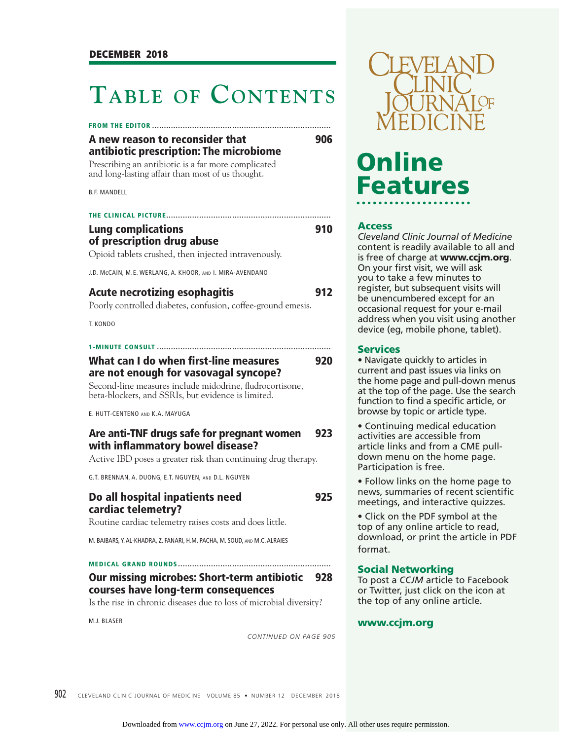DECEMBER 2018

# Table of Contents

**FROM THE EDITOR**

### A new reason to reconsider that antibiotic prescription: The microbiome — 906

Prescribing an antibiotic is a far more complicated and long-lasting affair than most of us thought.

B.F. MANDELL

**THE CLINICAL PICTURE**

### Lung complications of prescription drug abuse — 910

Opioid tablets crushed, then injected intravenously.

J.D. McCAIN, M.E. WERLANG, A. KHOOR, AND I. MIRA-AVENDANO

### Acute necrotizing esophagitis — 912

Poorly controlled diabetes, confusion, coffee-ground emesis.

T. KONDO

**1-MINUTE CONSULT**

### What can I do when first-line measures are not enough for vasovagal syncope? — 920

Second-line measures include midodrine, fludrocortisone, beta-blockers, and SSRIs, but evidence is limited.

E. HUTT-CENTENO AND K.A. MAYUGA

### Are anti-TNF drugs safe for pregnant women with inflammatory bowel disease? — 923

Active IBD poses a greater risk than continuing drug therapy.

G.T. BRENNAN, A. DUONG, E.T. NGUYEN, AND D.L. NGUYEN

### Do all hospital inpatients need cardiac telemetry? — 925

Routine cardiac telemetry raises costs and does little.

M. BAIBARS, Y. AL-KHADRA, Z. FANARI, H.M. PACHA, M. SOUD, AND M.C. ALRAIES

**MEDICAL GRAND ROUNDS**

### Our missing microbes: Short-term antibiotic courses have long-term consequences — 928

Is the rise in chronic diseases due to loss of microbial diversity?

M.J. BLASER

*CONTINUED ON PAGE 905*

CLEVELAND CLINIC JOURNAL OF MEDICINE

## Online Features

### Access

*Cleveland Clinic Journal of Medicine* content is readily available to all and is free of charge at **www.ccjm.org**. On your first visit, we will ask you to take a few minutes to register, but subsequent visits will be unencumbered except for an occasional request for your e-mail address when you visit using another device (eg, mobile phone, tablet).

### Services

- Navigate quickly to articles in current and past issues via links on the home page and pull-down menus at the top of the page. Use the search function to find a specific article, or browse by topic or article type.
- Continuing medical education activities are accessible from article links and from a CME pull-down menu on the home page. Participation is free.
- Follow links on the home page to news, summaries of recent scientific meetings, and interactive quizzes.
- Click on the PDF symbol at the top of any online article to read, download, or print the article in PDF format.

### Social Networking

To post a *CCJM* article to Facebook or Twitter, just click on the icon at the top of any online article.

**www.ccjm.org**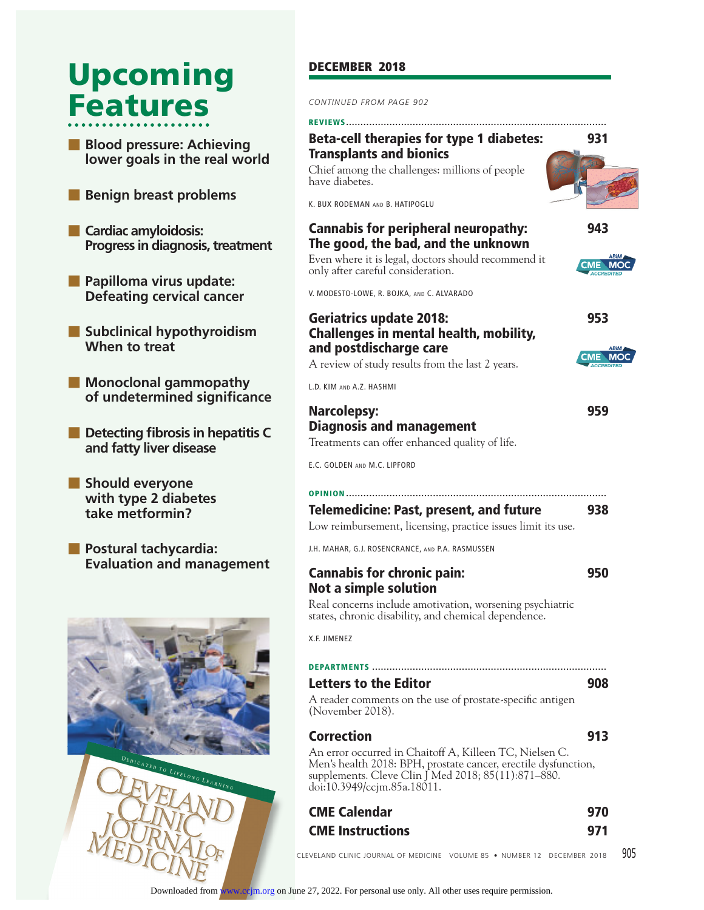# Upcoming Features

- Blood pressure: Achieving lower goals in the real world
- Benign breast problems
- Cardiac amyloidosis: Progress in diagnosis, treatment
- Papilloma virus update: Defeating cervical cancer
- Subclinical hypothyroidism When to treat
- Monoclonal gammopathy of undetermined significance
- Detecting fibrosis in hepatitis C and fatty liver disease
- Should everyone with type 2 diabetes take metformin?
- Postural tachycardia: Evaluation and management

## DECEMBER 2018

*CONTINUED FROM PAGE 902*

### REVIEWS

**Beta-cell therapies for type 1 diabetes: Transplants and bionics** — 931

Chief among the challenges: millions of people have diabetes.

K. BUX RODEMAN AND B. HATIPOGLU

**Cannabis for peripheral neuropathy: The good, the bad, and the unknown** — 943

Even where it is legal, doctors should recommend it only after careful consideration.

V. MODESTO-LOWE, R. BOJKA, AND C. ALVARADO

**Geriatrics update 2018: Challenges in mental health, mobility, and postdischarge care** — 953

A review of study results from the last 2 years.

L.D. KIM AND A.Z. HASHMI

**Narcolepsy: Diagnosis and management** — 959

Treatments can offer enhanced quality of life.

E.C. GOLDEN AND M.C. LIPFORD

### OPINION

**Telemedicine: Past, present, and future** — 938

Low reimbursement, licensing, practice issues limit its use.

J.H. MAHAR, G.J. ROSENCRANCE, AND P.A. RASMUSSEN

**Cannabis for chronic pain: Not a simple solution** — 950

Real concerns include amotivation, worsening psychiatric states, chronic disability, and chemical dependence.

X.F. JIMENEZ

### DEPARTMENTS

**Letters to the Editor** — 908

A reader comments on the use of prostate-specific antigen (November 2018).

**Correction** — 913

An error occurred in Chaitoff A, Killeen TC, Nielsen C. Men's health 2018: BPH, prostate cancer, erectile dysfunction, supplements. Cleve Clin J Med 2018; 85(11):871–880. doi:10.3949/ccjm.85a.18011.

**CME Calendar** — 970

**CME Instructions** — 971